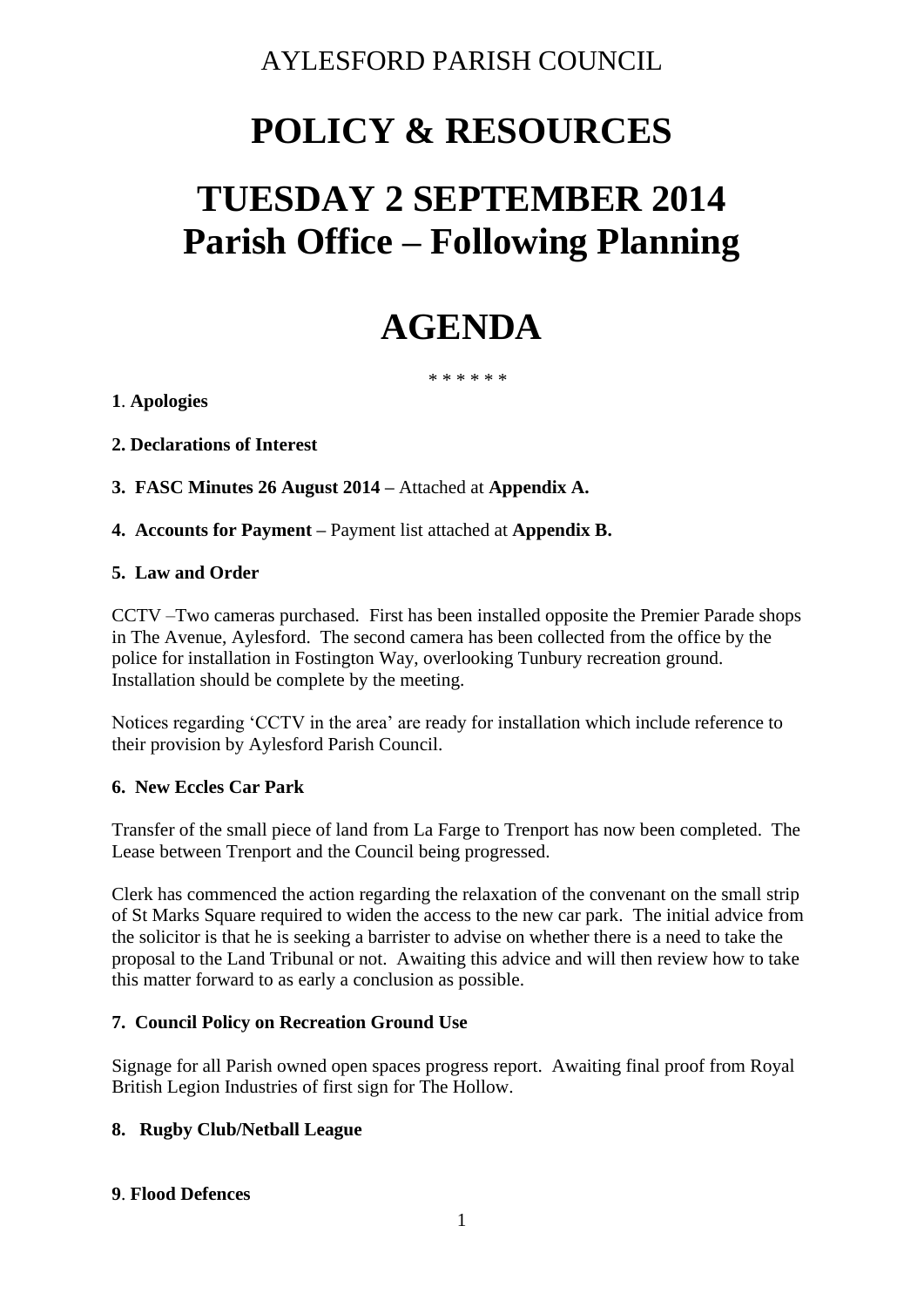AYLESFORD PARISH COUNCIL

# POLICY & RESOURCES

# TUESDAY 2 SEPTEMBER 2014
# Parish Office – Following Planning

# AGENDA

\* \* \* \* \* \*

**1**. **Apologies**

**2. Declarations of Interest**

**3. FASC Minutes 26 August 2014** – Attached at **Appendix A.**

**4. Accounts for Payment** – Payment list attached at **Appendix B.**

**5. Law and Order**

CCTV –Two cameras purchased. First has been installed opposite the Premier Parade shops in The Avenue, Aylesford. The second camera has been collected from the office by the police for installation in Fostington Way, overlooking Tunbury recreation ground. Installation should be complete by the meeting.

Notices regarding 'CCTV in the area' are ready for installation which include reference to their provision by Aylesford Parish Council.

**6. New Eccles Car Park**

Transfer of the small piece of land from La Farge to Trenport has now been completed. The Lease between Trenport and the Council being progressed.

Clerk has commenced the action regarding the relaxation of the convenant on the small strip of St Marks Square required to widen the access to the new car park. The initial advice from the solicitor is that he is seeking a barrister to advise on whether there is a need to take the proposal to the Land Tribunal or not. Awaiting this advice and will then review how to take this matter forward to as early a conclusion as possible.

**7. Council Policy on Recreation Ground Use**

Signage for all Parish owned open spaces progress report. Awaiting final proof from Royal British Legion Industries of first sign for The Hollow.

**8. Rugby Club/Netball League**

**9**. **Flood Defences**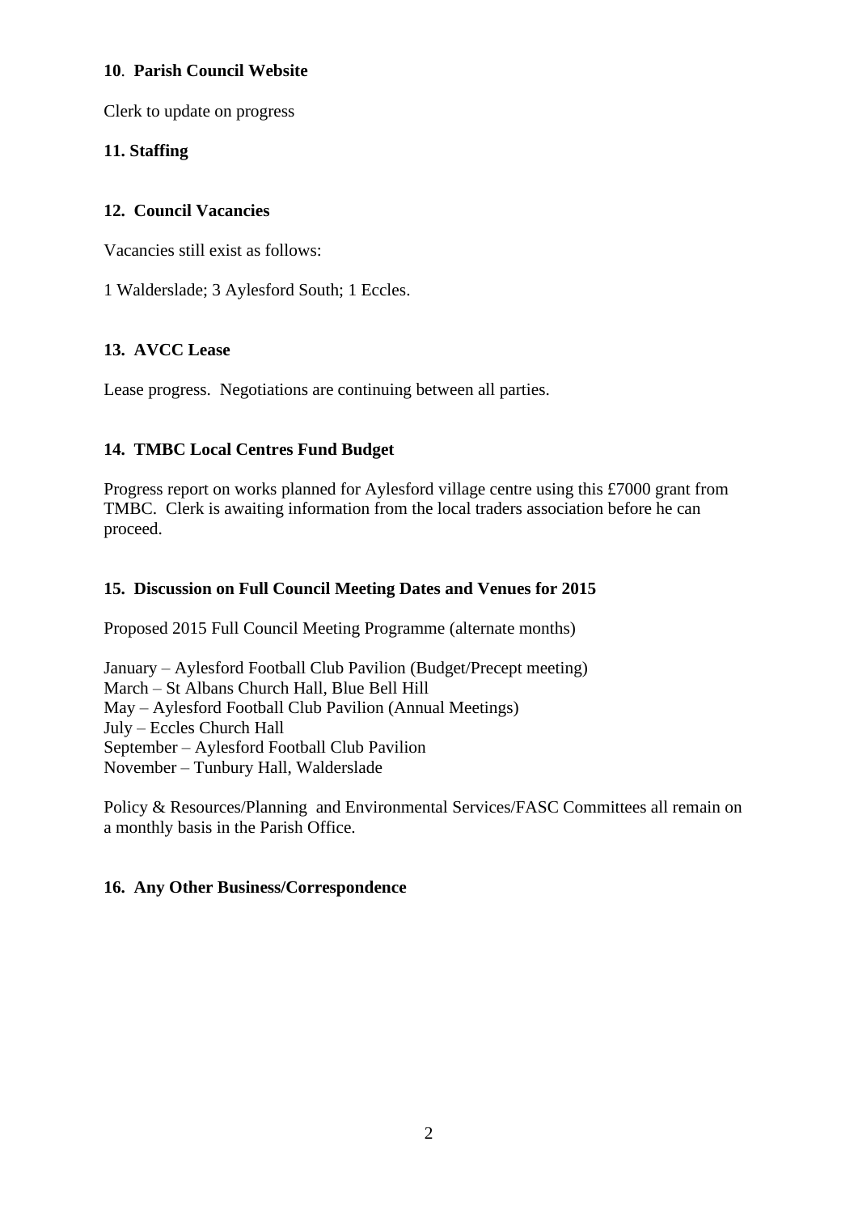**10**. **Parish Council Website**

Clerk to update on progress

**11. Staffing**

**12. Council Vacancies**

Vacancies still exist as follows:

1 Walderslade; 3 Aylesford South; 1 Eccles.

**13. AVCC Lease**

Lease progress. Negotiations are continuing between all parties.

**14. TMBC Local Centres Fund Budget**

Progress report on works planned for Aylesford village centre using this £7000 grant from TMBC. Clerk is awaiting information from the local traders association before he can proceed.

**15. Discussion on Full Council Meeting Dates and Venues for 2015**

Proposed 2015 Full Council Meeting Programme (alternate months)

January – Aylesford Football Club Pavilion (Budget/Precept meeting)
March – St Albans Church Hall, Blue Bell Hill
May – Aylesford Football Club Pavilion (Annual Meetings)
July – Eccles Church Hall
September – Aylesford Football Club Pavilion
November – Tunbury Hall, Walderslade

Policy & Resources/Planning and Environmental Services/FASC Committees all remain on a monthly basis in the Parish Office.

**16. Any Other Business/Correspondence**